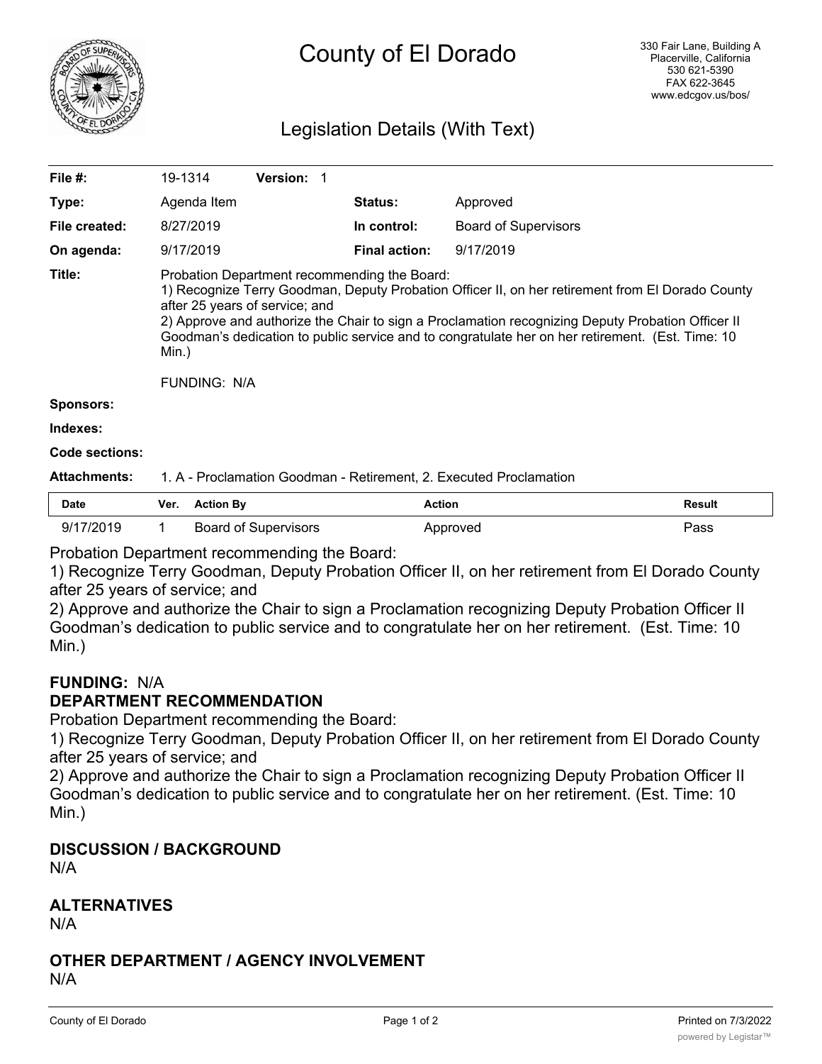# County of El Dorado

330 Fair Lane, Building A
Placerville, California
530 621-5390
FAX 622-3645
www.edcgov.us/bos/

## Legislation Details (With Text)

| | | | |
|---|---|---|---|
| **File #:** | 19-1314 **Version:** 1 | | |
| **Type:** | Agenda Item | **Status:** | Approved |
| **File created:** | 8/27/2019 | **In control:** | Board of Supervisors |
| **On agenda:** | 9/17/2019 | **Final action:** | 9/17/2019 |

**Title:** Probation Department recommending the Board:
1) Recognize Terry Goodman, Deputy Probation Officer II, on her retirement from El Dorado County after 25 years of service; and
2) Approve and authorize the Chair to sign a Proclamation recognizing Deputy Probation Officer II Goodman's dedication to public service and to congratulate her on her retirement. (Est. Time: 10 Min.)

FUNDING: N/A

**Sponsors:**

**Indexes:**

**Code sections:**

**Attachments:** 1. A - Proclamation Goodman - Retirement, 2. Executed Proclamation

| Date | Ver. | Action By | Action | Result |
|---|---|---|---|---|
| 9/17/2019 | 1 | Board of Supervisors | Approved | Pass |

Probation Department recommending the Board:
1) Recognize Terry Goodman, Deputy Probation Officer II, on her retirement from El Dorado County after 25 years of service; and
2) Approve and authorize the Chair to sign a Proclamation recognizing Deputy Probation Officer II Goodman's dedication to public service and to congratulate her on her retirement. (Est. Time: 10 Min.)

**FUNDING:** N/A

### DEPARTMENT RECOMMENDATION

Probation Department recommending the Board:
1) Recognize Terry Goodman, Deputy Probation Officer II, on her retirement from El Dorado County after 25 years of service; and
2) Approve and authorize the Chair to sign a Proclamation recognizing Deputy Probation Officer II Goodman's dedication to public service and to congratulate her on her retirement. (Est. Time: 10 Min.)

### DISCUSSION / BACKGROUND

N/A

### ALTERNATIVES

N/A

### OTHER DEPARTMENT / AGENCY INVOLVEMENT

N/A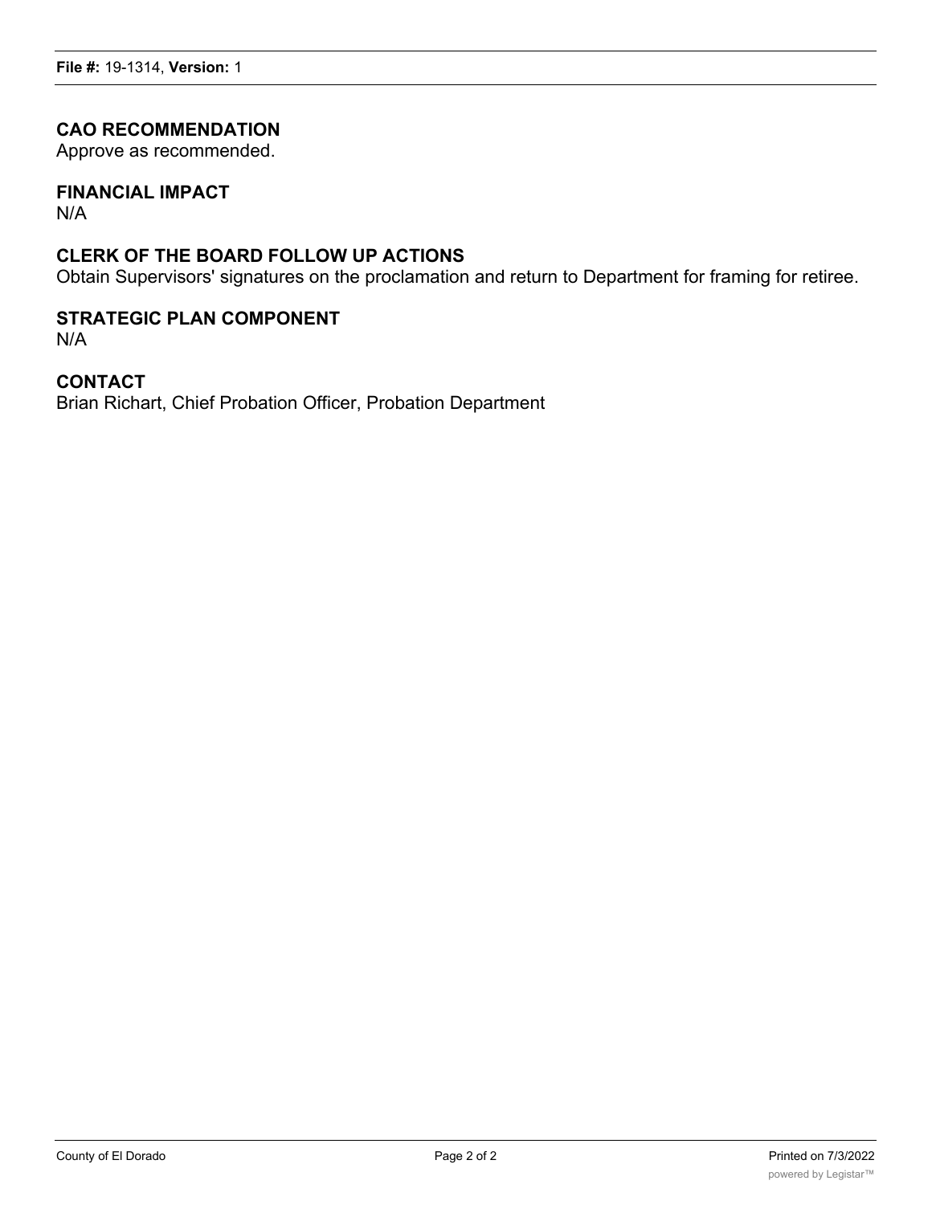## CAO RECOMMENDATION
Approve as recommended.

## FINANCIAL IMPACT
N/A

## CLERK OF THE BOARD FOLLOW UP ACTIONS
Obtain Supervisors' signatures on the proclamation and return to Department for framing for retiree.

## STRATEGIC PLAN COMPONENT
N/A

## CONTACT
Brian Richart, Chief Probation Officer, Probation Department